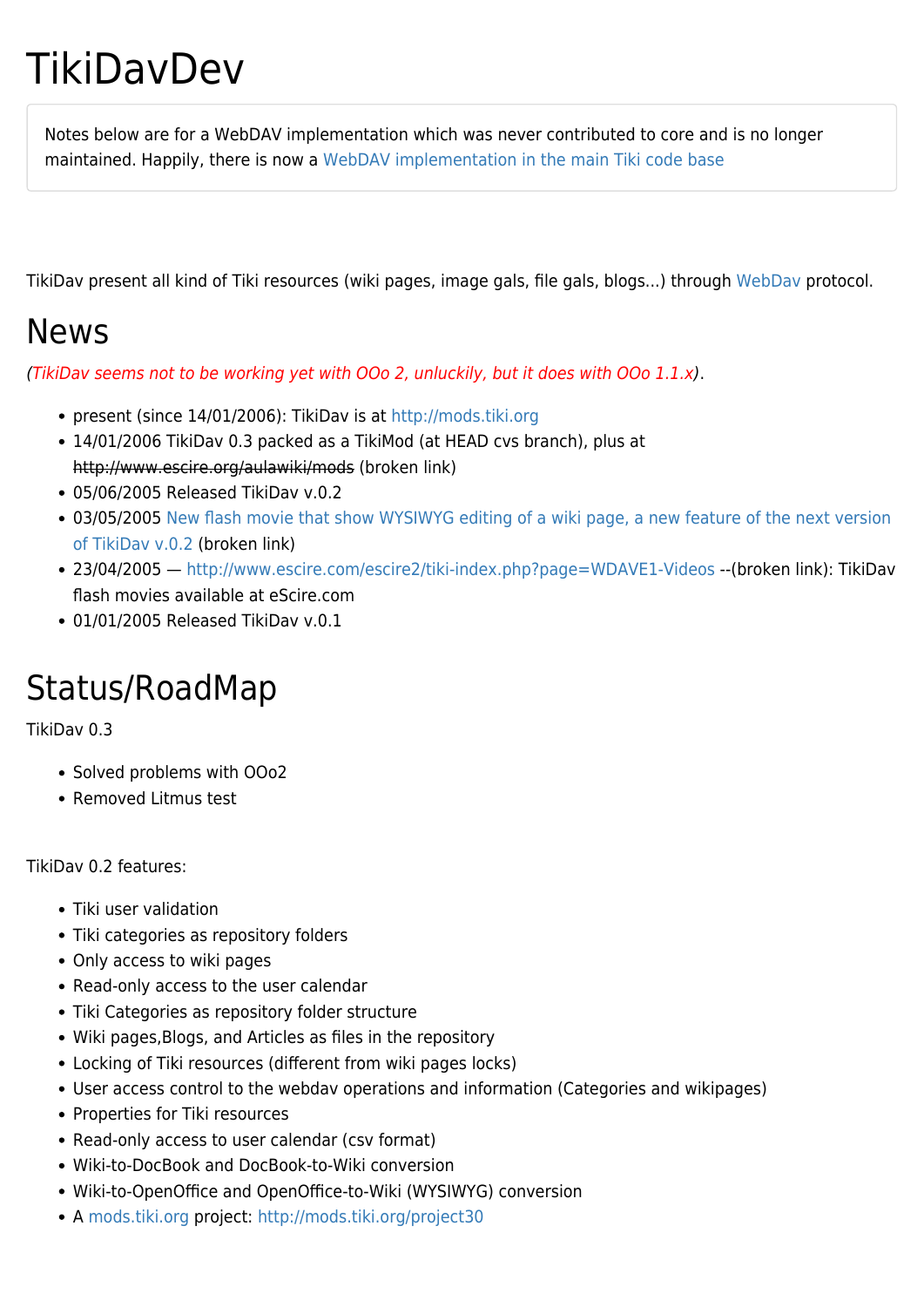# TikiDavDev

Notes below are for a WebDAV implementation which was never contributed to core and is no longer maintained. Happily, there is now a WebDAV implementation in the main Tiki code base

TikiDav present all kind of Tiki resources (wiki pages, image gals, file gals, blogs...) through WebDav protocol.

## News

*(TikiDav seems not to be working yet with OOo 2, unluckily, but it does with OOo 1.1.x)*.

- present (since 14/01/2006): TikiDav is at http://mods.tiki.org
- 14/01/2006 TikiDav 0.3 packed as a TikiMod (at HEAD cvs branch), plus at ~~http://www.escire.org/aulawiki/mods~~ (broken link)
- 05/06/2005 Released TikiDav v.0.2
- 03/05/2005 New flash movie that show WYSIWYG editing of a wiki page, a new feature of the next version of TikiDav v.0.2 (broken link)
- 23/04/2005 — http://www.escire.com/escire2/tiki-index.php?page=WDAVE1-Videos --(broken link): TikiDav flash movies available at eScire.com
- 01/01/2005 Released TikiDav v.0.1

## Status/RoadMap

TikiDav 0.3

- Solved problems with OOo2
- Removed Litmus test

TikiDav 0.2 features:

- Tiki user validation
- Tiki categories as repository folders
- Only access to wiki pages
- Read-only access to the user calendar
- Tiki Categories as repository folder structure
- Wiki pages,Blogs, and Articles as files in the repository
- Locking of Tiki resources (different from wiki pages locks)
- User access control to the webdav operations and information (Categories and wikipages)
- Properties for Tiki resources
- Read-only access to user calendar (csv format)
- Wiki-to-DocBook and DocBook-to-Wiki conversion
- Wiki-to-OpenOffice and OpenOffice-to-Wiki (WYSIWYG) conversion
- A mods.tiki.org project: http://mods.tiki.org/project30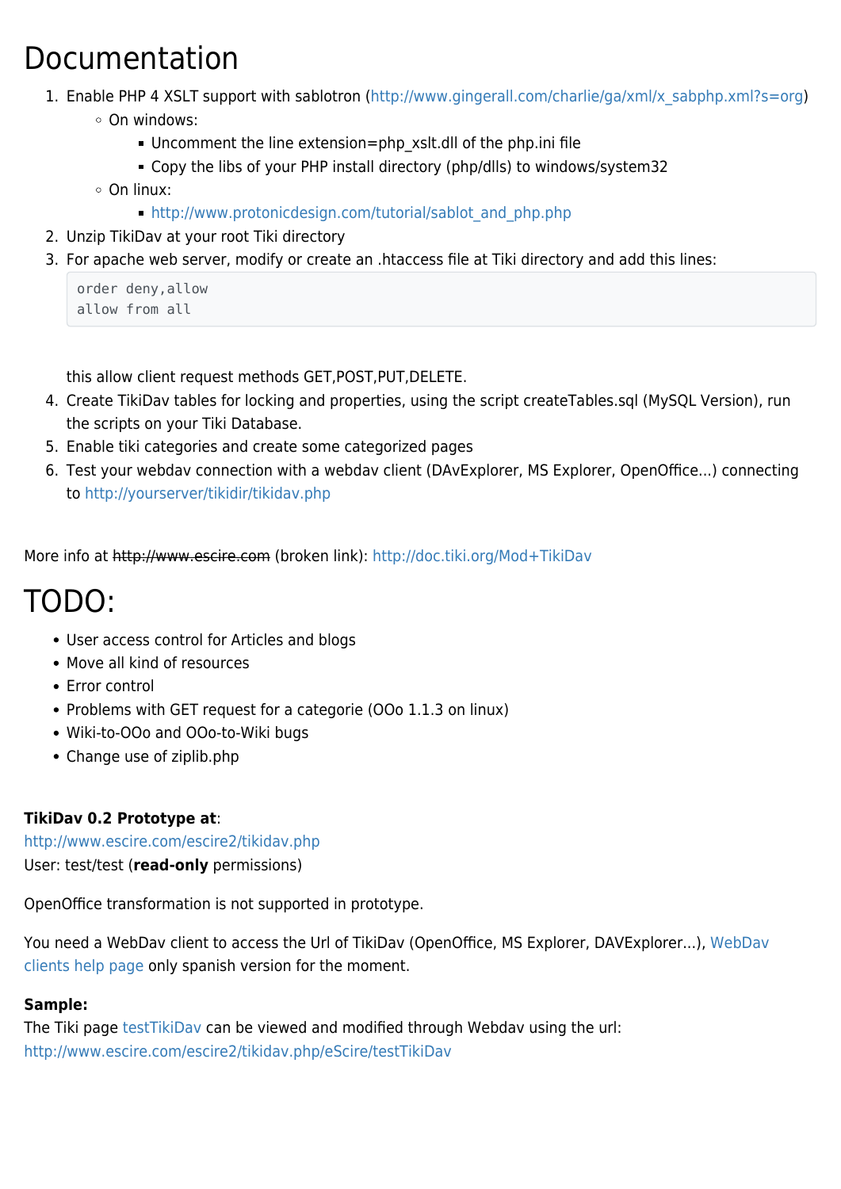# Documentation

1. Enable PHP 4 XSLT support with sablotron (http://www.gingerall.com/charlie/ga/xml/x_sabphp.xml?s=org)
   - On windows:
     - Uncomment the line extension=php_xslt.dll of the php.ini file
     - Copy the libs of your PHP install directory (php/dlls) to windows/system32
   - On linux:
     - http://www.protonicdesign.com/tutorial/sablot_and_php.php
2. Unzip TikiDav at your root Tiki directory
3. For apache web server, modify or create an .htaccess file at Tiki directory and add this lines:

   ```
   order deny,allow
   allow from all
   ```

   this allow client request methods GET,POST,PUT,DELETE.
4. Create TikiDav tables for locking and properties, using the script createTables.sql (MySQL Version), run the scripts on your Tiki Database.
5. Enable tiki categories and create some categorized pages
6. Test your webdav connection with a webdav client (DAvExplorer, MS Explorer, OpenOffice...) connecting to http://yourserver/tikidir/tikidav.php

More info at ~~http://www.escire.com~~ (broken link): http://doc.tiki.org/Mod+TikiDav

# TODO:

- User access control for Articles and blogs
- Move all kind of resources
- Error control
- Problems with GET request for a categorie (OOo 1.1.3 on linux)
- Wiki-to-OOo and OOo-to-Wiki bugs
- Change use of ziplib.php

**TikiDav 0.2 Prototype at**:
http://www.escire.com/escire2/tikidav.php
User: test/test (**read-only** permissions)

OpenOffice transformation is not supported in prototype.

You need a WebDav client to access the Url of TikiDav (OpenOffice, MS Explorer, DAVExplorer...), WebDav clients help page only spanish version for the moment.

**Sample:**
The Tiki page testTikiDav can be viewed and modified through Webdav using the url:
http://www.escire.com/escire2/tikidav.php/eScire/testTikiDav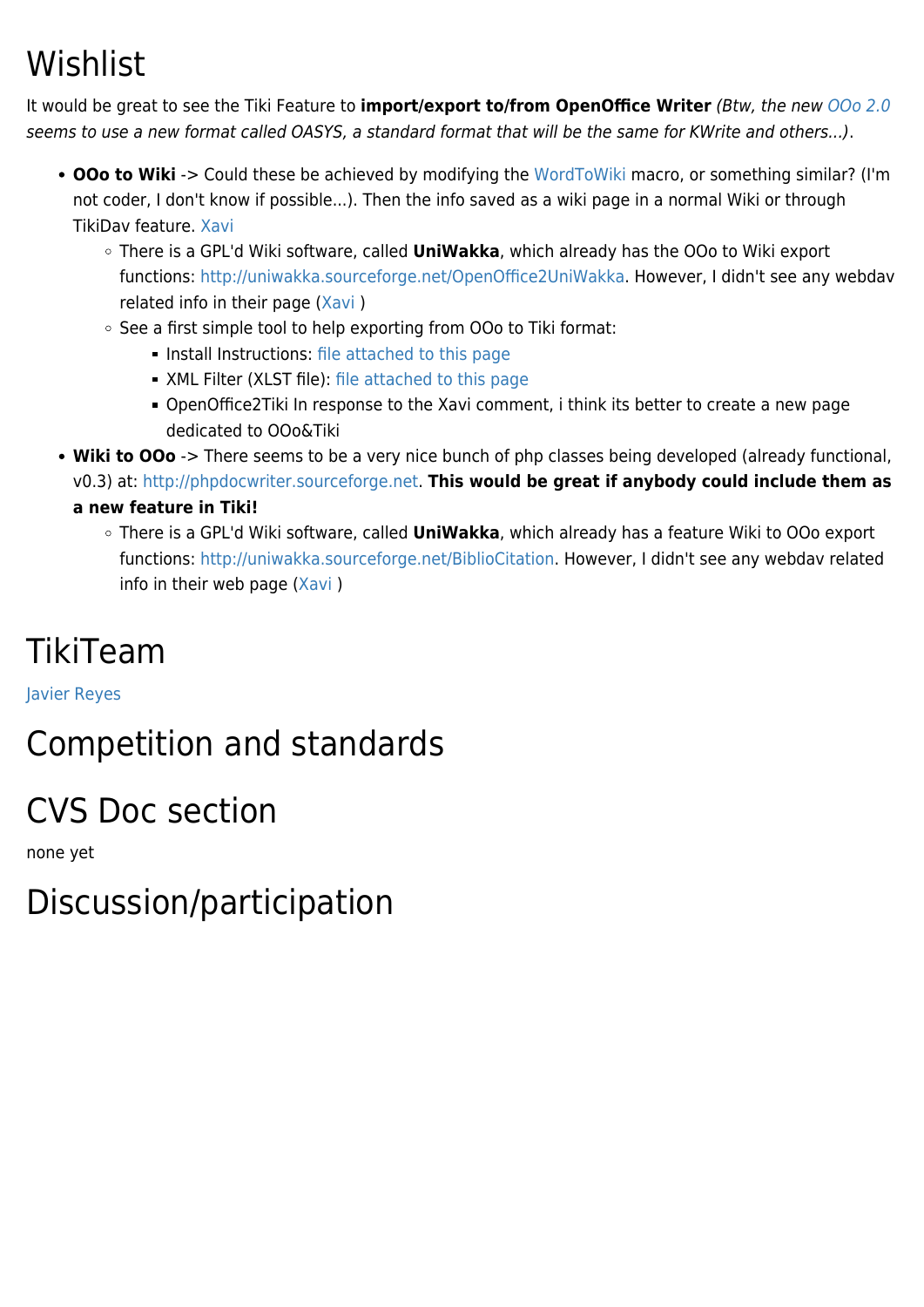# Wishlist

It would be great to see the Tiki Feature to **import/export to/from OpenOffice Writer** *(Btw, the new OOo 2.0 seems to use a new format called OASYS, a standard format that will be the same for KWrite and others...)*.

- **OOo to Wiki** -> Could these be achieved by modifying the WordToWiki macro, or something similar? (I'm not coder, I don't know if possible...). Then the info saved as a wiki page in a normal Wiki or through TikiDav feature. Xavi
  - There is a GPL'd Wiki software, called **UniWakka**, which already has the OOo to Wiki export functions: http://uniwakka.sourceforge.net/OpenOffice2UniWakka. However, I didn't see any webdav related info in their page (Xavi )
  - See a first simple tool to help exporting from OOo to Tiki format:
    - Install Instructions: file attached to this page
    - XML Filter (XLST file): file attached to this page
    - OpenOffice2Tiki In response to the Xavi comment, i think its better to create a new page dedicated to OOo&Tiki
- **Wiki to OOo** -> There seems to be a very nice bunch of php classes being developed (already functional, v0.3) at: http://phpdocwriter.sourceforge.net. **This would be great if anybody could include them as a new feature in Tiki!**
  - There is a GPL'd Wiki software, called **UniWakka**, which already has a feature Wiki to OOo export functions: http://uniwakka.sourceforge.net/BiblioCitation. However, I didn't see any webdav related info in their web page (Xavi )

# TikiTeam

Javier Reyes

# Competition and standards

# CVS Doc section

none yet

# Discussion/participation